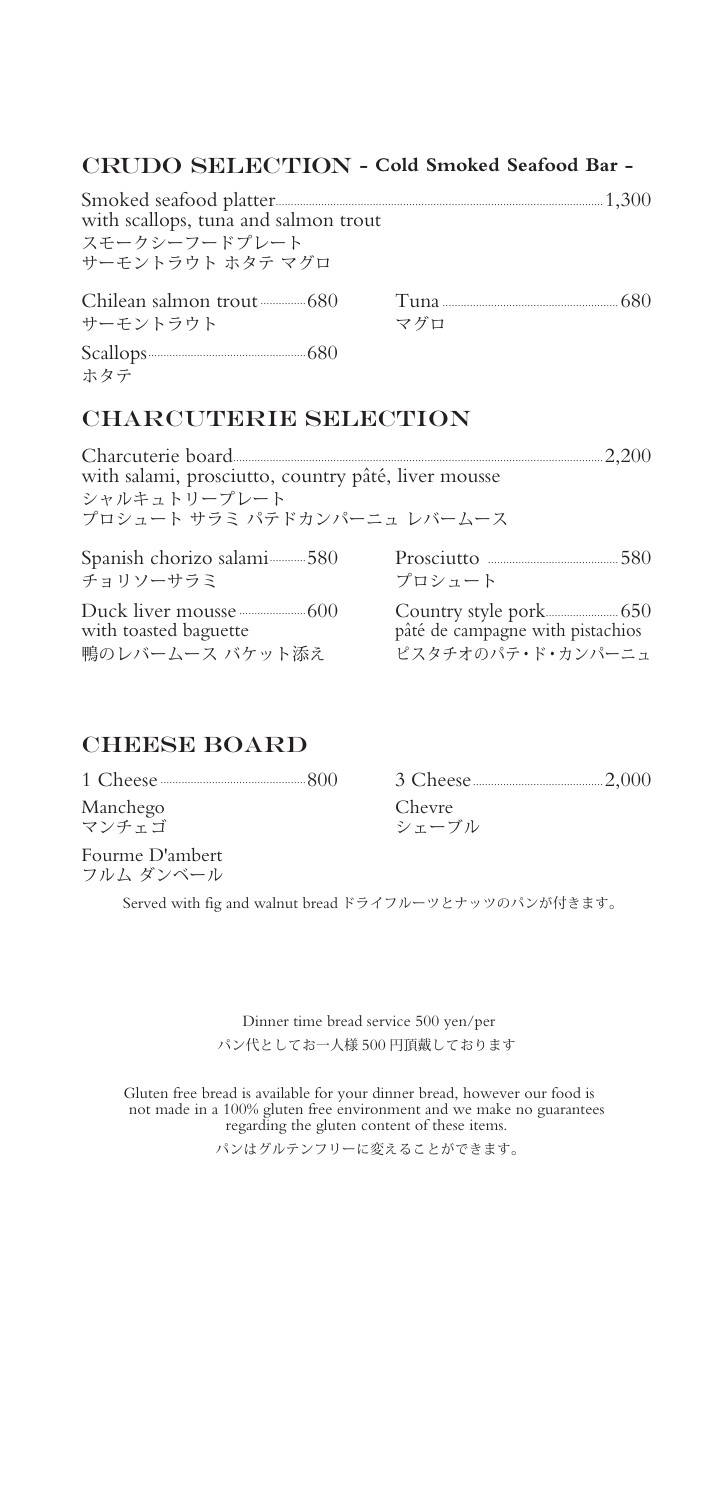## CRUDO SELECTION - Cold Smoked Seafood Bar -

Smoked seafood platter ........ 1,300
with scallops, tuna and salmon trout
スモークシーフードプレート
サーモントラウト ホタテ マグロ

Chilean salmon trout ........ 680
サーモントラウト

Tuna ........ 680
マグロ

Scallops ........ 680
ホタテ

## CHARCUTERIE SELECTION

Charcuterie board ........ 2,200
with salami, prosciutto, country pâté, liver mousse
シャルキュトリープレート
プロシュート サラミ パテドカンパーニュ レバームース

Spanish chorizo salami ........ 580
チョリソーサラミ

Prosciutto ........ 580
プロシュート

Duck liver mousse ........ 600
with toasted baguette
鴨のレバームース バケット添え

Country style pork ........ 650
pâté de campagne with pistachios
ピスタチオのパテ・ド・カンパーニュ

## CHEESE BOARD

1 Cheese ........ 800

3 Cheese ........ 2,000

Manchego
マンチェゴ

Chevre
シェーブル

Fourme D'ambert
フルム ダンベール

Served with fig and walnut bread ドライフルーツとナッツのパンが付きます。

Dinner time bread service 500 yen/per
パン代としてお一人様 500 円頂戴しております

Gluten free bread is available for your dinner bread, however our food is not made in a 100% gluten free environment and we make no guarantees regarding the gluten content of these items.
パンはグルテンフリーに変えることができます。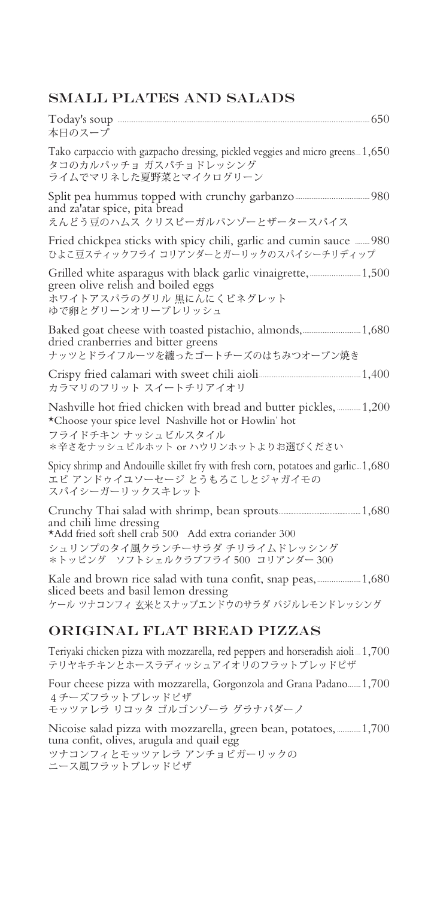## SMALL PLATES AND SALADS

Today's soup ........ 650
本日のスープ

Tako carpaccio with gazpacho dressing, pickled veggies and micro greens ........ 1,650
タコのカルパッチョ ガスパチョドレッシング
ライムでマリネした夏野菜とマイクログリーン

Split pea hummus topped with crunchy garbanzo and za'atar spice, pita bread ........ 980
えんどう豆のハムス クリスピーガルバンゾーとザータースパイス

Fried chickpea sticks with spicy chili, garlic and cumin sauce ........ 980
ひよこ豆スティックフライ コリアンダーとガーリックのスパイシーチリディップ

Grilled white asparagus with black garlic vinaigrette, green olive relish and boiled eggs ........ 1,500
ホワイトアスパラのグリル 黒にんにくビネグレット
ゆで卵とグリーンオリーブレリッシュ

Baked goat cheese with toasted pistachio, almonds, dried cranberries and bitter greens ........ 1,680
ナッツとドライフルーツを纏ったゴートチーズのはちみつオーブン焼き

Crispy fried calamari with sweet chili aioli ........ 1,400
カラマリのフリット スイートチリアイオリ

Nashville hot fried chicken with bread and butter pickles, ........ 1,200
*Choose your spice level Nashville hot or Howlin' hot
フライドチキン ナッシュビルスタイル
＊辛さをナッシュビルホット or ハウリンホットよりお選びください

Spicy shrimp and Andouille skillet fry with fresh corn, potatoes and garlic ........ 1,680
エビ アンドゥイユソーセージ とうもろこしとジャガイモの
スパイシーガーリックスキレット

Crunchy Thai salad with shrimp, bean sprouts and chili lime dressing ........ 1,680
*Add fried soft shell crab 500 Add extra coriander 300
シュリンプのタイ風クランチーサラダ チリライムドレッシング
＊トッピング ソフトシェルクラブフライ 500 コリアンダー 300

Kale and brown rice salad with tuna confit, snap peas, sliced beets and basil lemon dressing ........ 1,680
ケール ツナコンフィ 玄米とスナップエンドウのサラダ バジルレモンドレッシング

## ORIGINAL FLAT BREAD PIZZAS

Teriyaki chicken pizza with mozzarella, red peppers and horseradish aioli ........ 1,700
テリヤキチキンとホースラディッシュアイオリのフラットブレッドピザ

Four cheese pizza with mozzarella, Gorgonzola and Grana Padano ........ 1,700
4チーズフラットブレッドピザ
モッツァレラ リコッタ ゴルゴンゾーラ グラナパダーノ

Nicoise salad pizza with mozzarella, green bean, potatoes, tuna confit, olives, arugula and quail egg ........ 1,700
ツナコンフィとモッツァレラ アンチョビガーリックの
ニース風フラットブレッドピザ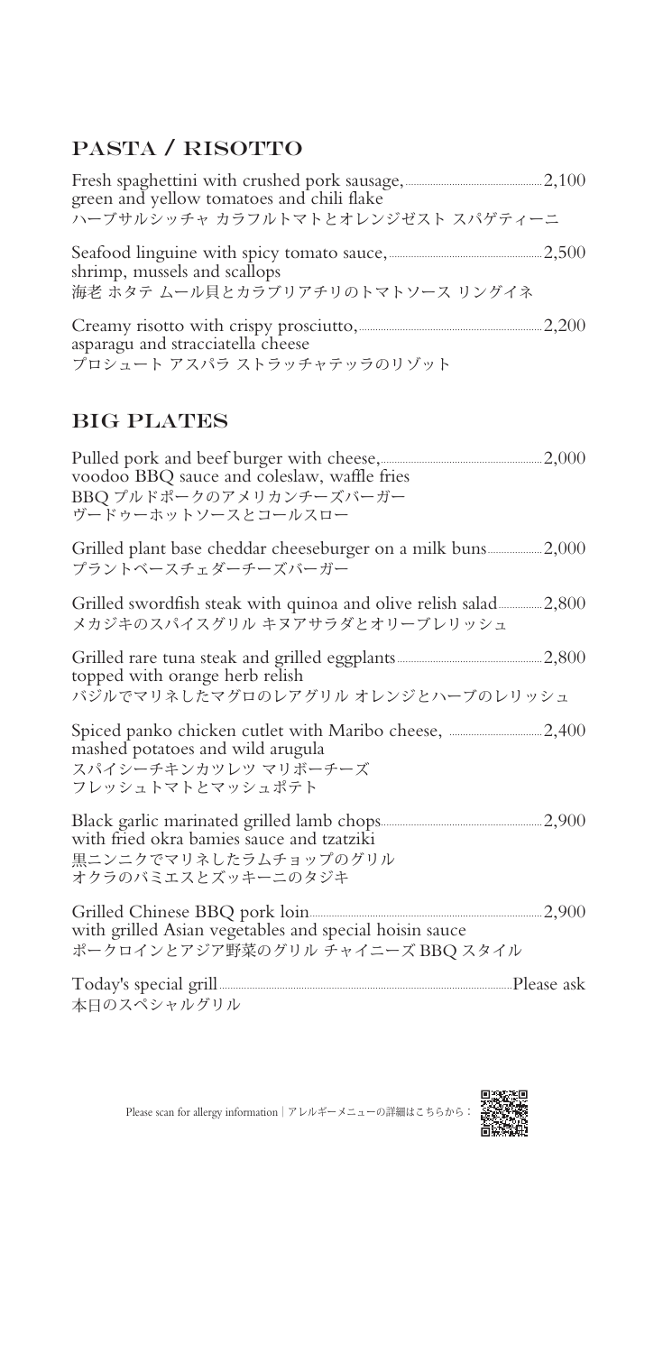## PASTA / RISOTTO

Fresh spaghettini with crushed pork sausage, green and yellow tomatoes and chili flake ........ 2,100
ハーブサルシッチャ カラフルトマトとオレンジゼスト スパゲティーニ

Seafood linguine with spicy tomato sauce, shrimp, mussels and scallops ........ 2,500
海老 ホタテ ムール貝とカラブリアチリのトマトソース リングイネ

Creamy risotto with crispy prosciutto, asparagu and stracciatella cheese ........ 2,200
プロシュート アスパラ ストラッチャテッラのリゾット

## BIG PLATES

Pulled pork and beef burger with cheese, voodoo BBQ sauce and coleslaw, waffle fries ........ 2,000
BBQ プルドポークのアメリカンチーズバーガー
ヴードゥーホットソースとコールスロー

Grilled plant base cheddar cheeseburger on a milk buns ........ 2,000
プラントベースチェダーチーズバーガー

Grilled swordfish steak with quinoa and olive relish salad ........ 2,800
メカジキのスパイスグリル キヌアサラダとオリーブレリッシュ

Grilled rare tuna steak and grilled eggplants topped with orange herb relish ........ 2,800
バジルでマリネしたマグロのレアグリル オレンジとハーブのレリッシュ

Spiced panko chicken cutlet with Maribo cheese, mashed potatoes and wild arugula ........ 2,400
スパイシーチキンカツレツ マリボーチーズ
フレッシュトマトとマッシュポテト

Black garlic marinated grilled lamb chops with fried okra bamies sauce and tzatziki ........ 2,900
黒ニンニクでマリネしたラムチョップのグリル
オクラのバミエスとズッキーニのタジキ

Grilled Chinese BBQ pork loin with grilled Asian vegetables and special hoisin sauce ........ 2,900
ポークロインとアジア野菜のグリル チャイニーズ BBQ スタイル

Today's special grill ........ Please ask
本日のスペシャルグリル

Please scan for allergy information | アレルギーメニューの詳細はこちらから：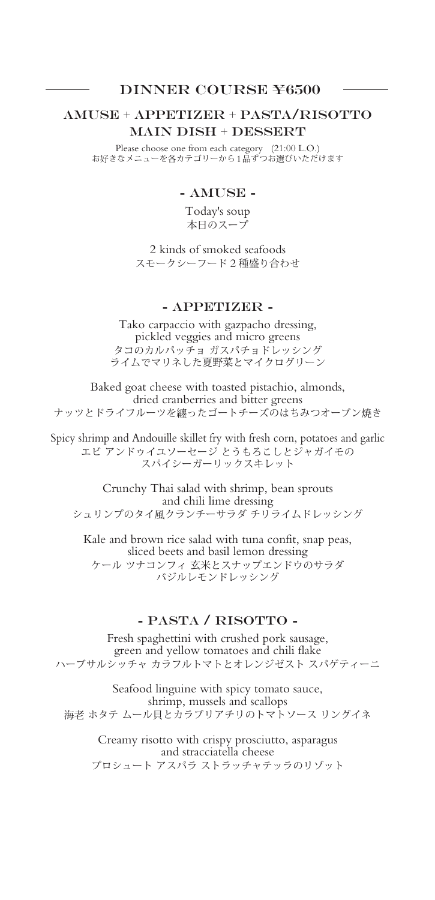## DINNER COURSE ¥6500

### AMUSE + APPETIZER + PASTA/RISOTTO
### MAIN DISH + DESSERT

Please choose one from each category (21:00 L.O.)
お好きなメニューを各カテゴリーから1品ずつお選びいただけます

### - AMUSE -

Today's soup
本日のスープ

2 kinds of smoked seafoods
スモークシーフード２種盛り合わせ

### - APPETIZER -

Tako carpaccio with gazpacho dressing, pickled veggies and micro greens
タコのカルパッチョ ガスパチョドレッシング
ライムでマリネした夏野菜とマイクログリーン

Baked goat cheese with toasted pistachio, almonds, dried cranberries and bitter greens
ナッツとドライフルーツを纏ったゴートチーズのはちみつオーブン焼き

Spicy shrimp and Andouille skillet fry with fresh corn, potatoes and garlic
エビ アンドゥイユソーセージ とうもろこしとジャガイモの
スパイシーガーリックスキレット

Crunchy Thai salad with shrimp, bean sprouts and chili lime dressing
シュリンプのタイ風クランチーサラダ チリライムドレッシング

Kale and brown rice salad with tuna confit, snap peas, sliced beets and basil lemon dressing
ケール ツナコンフィ 玄米とスナップエンドウのサラダ
バジルレモンドレッシング

### - PASTA / RISOTTO -

Fresh spaghettini with crushed pork sausage, green and yellow tomatoes and chili flake
ハーブサルシッチャ カラフルトマトとオレンジゼスト スパゲティーニ

Seafood linguine with spicy tomato sauce, shrimp, mussels and scallops
海老 ホタテ ムール貝とカラブリアチリのトマトソース リングイネ

Creamy risotto with crispy prosciutto, asparagus and stracciatella cheese
プロシュート アスパラ ストラッチャテッラのリゾット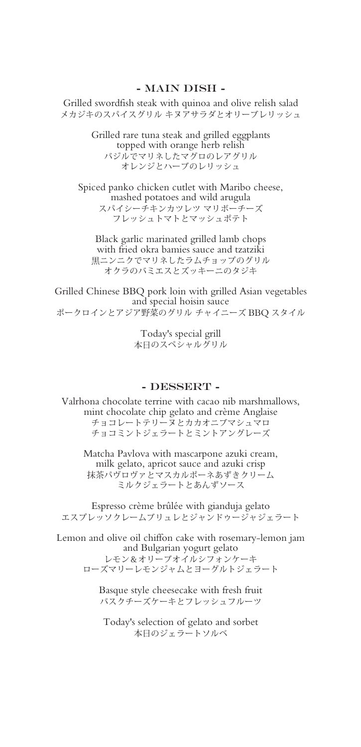## - MAIN DISH -

Grilled swordfish steak with quinoa and olive relish salad
メカジキのスパイスグリル キヌアサラダとオリーブレリッシュ

Grilled rare tuna steak and grilled eggplants
topped with orange herb relish
バジルでマリネしたマグロのレアグリル
オレンジとハーブのレリッシュ

Spiced panko chicken cutlet with Maribo cheese,
mashed potatoes and wild arugula
スパイシーチキンカツレツ マリボーチーズ
フレッシュトマトとマッシュポテト

Black garlic marinated grilled lamb chops
with fried okra bamies sauce and tzatziki
黒ニンニクでマリネしたラムチョップのグリル
オクラのバミエスとズッキーニのタジキ

Grilled Chinese BBQ pork loin with grilled Asian vegetables
and special hoisin sauce
ポークロインとアジア野菜のグリル チャイニーズBBQスタイル

Today's special grill
本日のスペシャルグリル

## - DESSERT -

Valrhona chocolate terrine with cacao nib marshmallows,
mint chocolate chip gelato and crème Anglaise
チョコレートテリーヌとカカオニブマシュマロ
チョコミントジェラートとミントアングレーズ

Matcha Pavlova with mascarpone azuki cream,
milk gelato, apricot sauce and azuki crisp
抹茶パヴロヴァとマスカルポーネあずきクリーム
ミルクジェラートとあんずソース

Espresso crème brûlée with gianduja gelato
エスプレッソクレームブリュレとジャンドゥージャジェラート

Lemon and olive oil chiffon cake with rosemary-lemon jam
and Bulgarian yogurt gelato
レモン＆オリーブオイルシフォンケーキ
ローズマリーレモンジャムとヨーグルトジェラート

Basque style cheesecake with fresh fruit
バスクチーズケーキとフレッシュフルーツ

Today's selection of gelato and sorbet
本日のジェラートソルベ